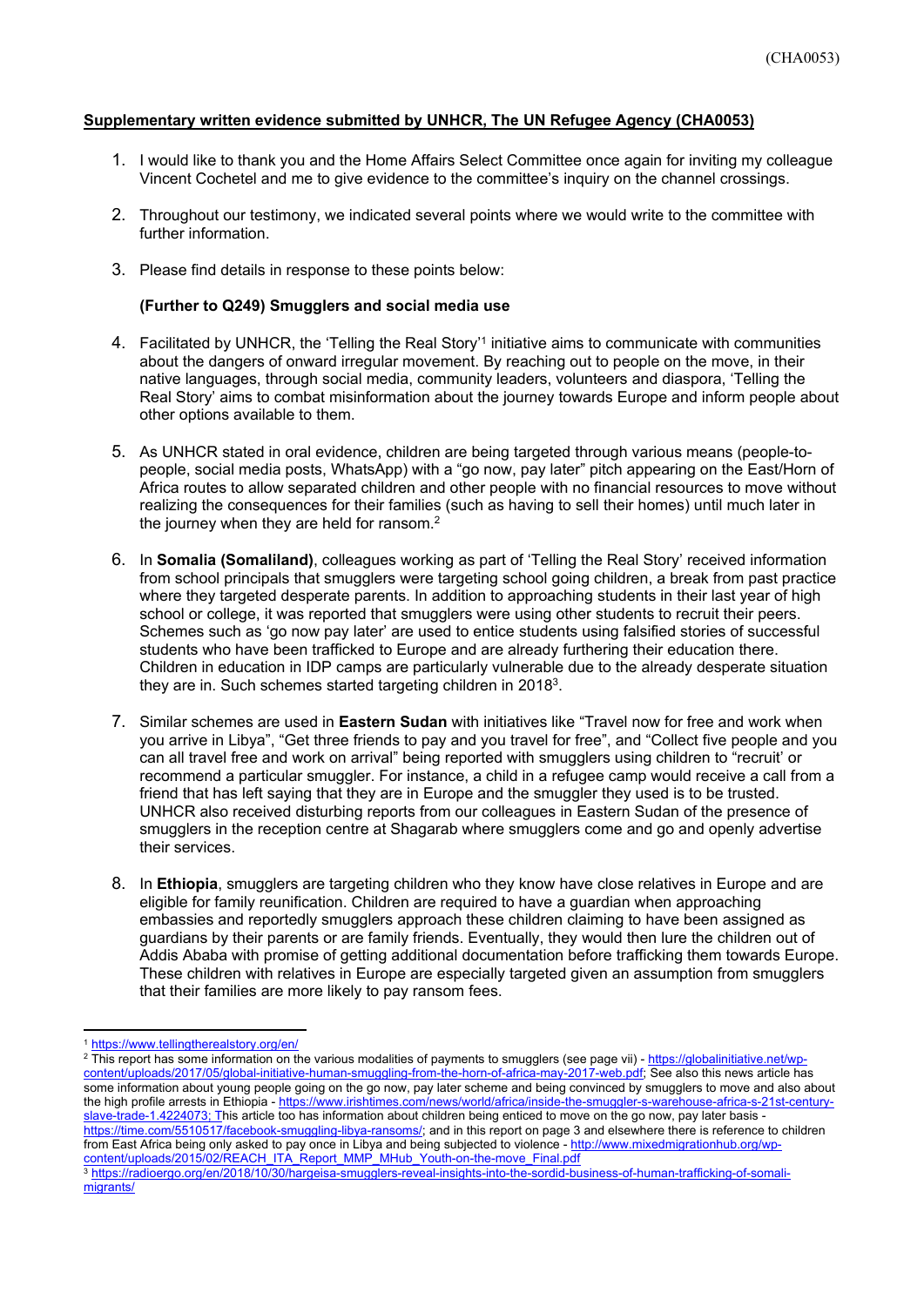**Supplementary written evidence submitted by UNHCR, The UN Refugee Agency (CHA0053)**

1. I would like to thank you and the Home Affairs Select Committee once again for inviting my colleague Vincent Cochetel and me to give evidence to the committee's inquiry on the channel crossings.

2. Throughout our testimony, we indicated several points where we would write to the committee with further information.

3. Please find details in response to these points below:

**(Further to Q249) Smugglers and social media use**

4. Facilitated by UNHCR, the 'Telling the Real Story'[1] initiative aims to communicate with communities about the dangers of onward irregular movement. By reaching out to people on the move, in their native languages, through social media, community leaders, volunteers and diaspora, 'Telling the Real Story' aims to combat misinformation about the journey towards Europe and inform people about other options available to them.

5. As UNHCR stated in oral evidence, children are being targeted through various means (people-to-people, social media posts, WhatsApp) with a "go now, pay later" pitch appearing on the East/Horn of Africa routes to allow separated children and other people with no financial resources to move without realizing the consequences for their families (such as having to sell their homes) until much later in the journey when they are held for ransom.[2]

6. In **Somalia (Somaliland)**, colleagues working as part of 'Telling the Real Story' received information from school principals that smugglers were targeting school going children, a break from past practice where they targeted desperate parents. In addition to approaching students in their last year of high school or college, it was reported that smugglers were using other students to recruit their peers. Schemes such as 'go now pay later' are used to entice students using falsified stories of successful students who have been trafficked to Europe and are already furthering their education there. Children in education in IDP camps are particularly vulnerable due to the already desperate situation they are in. Such schemes started targeting children in 2018[3].

7. Similar schemes are used in **Eastern Sudan** with initiatives like "Travel now for free and work when you arrive in Libya", "Get three friends to pay and you travel for free", and "Collect five people and you can all travel free and work on arrival" being reported with smugglers using children to "recruit' or recommend a particular smuggler. For instance, a child in a refugee camp would receive a call from a friend that has left saying that they are in Europe and the smuggler they used is to be trusted. UNHCR also received disturbing reports from our colleagues in Eastern Sudan of the presence of smugglers in the reception centre at Shagarab where smugglers come and go and openly advertise their services.

8. In **Ethiopia**, smugglers are targeting children who they know have close relatives in Europe and are eligible for family reunification. Children are required to have a guardian when approaching embassies and reportedly smugglers approach these children claiming to have been assigned as guardians by their parents or are family friends. Eventually, they would then lure the children out of Addis Ababa with promise of getting additional documentation before trafficking them towards Europe. These children with relatives in Europe are especially targeted given an assumption from smugglers that their families are more likely to pay ransom fees.

---

[1] https://www.tellingtherealstory.org/en/

[2] This report has some information on the various modalities of payments to smugglers (see page vii) - https://globalinitiative.net/wp-content/uploads/2017/05/global-initiative-human-smuggling-from-the-horn-of-africa-may-2017-web.pdf; See also this news article has some information about young people going on the go now, pay later scheme and being convinced by smugglers to move and also about the high profile arrests in Ethiopia - https://www.irishtimes.com/news/world/africa/inside-the-smuggler-s-warehouse-africa-s-21st-century-slave-trade-1.4224073; This article too has information about children being enticed to move on the go now, pay later basis - https://time.com/5510517/facebook-smuggling-libya-ransoms/; and in this report on page 3 and elsewhere there is reference to children from East Africa being only asked to pay once in Libya and being subjected to violence - http://www.mixedmigrationhub.org/wp-content/uploads/2015/02/REACH_ITA_Report_MMP_MHub_Youth-on-the-move_Final.pdf

[3] https://radioergo.org/en/2018/10/30/hargeisa-smugglers-reveal-insights-into-the-sordid-business-of-human-trafficking-of-somali-migrants/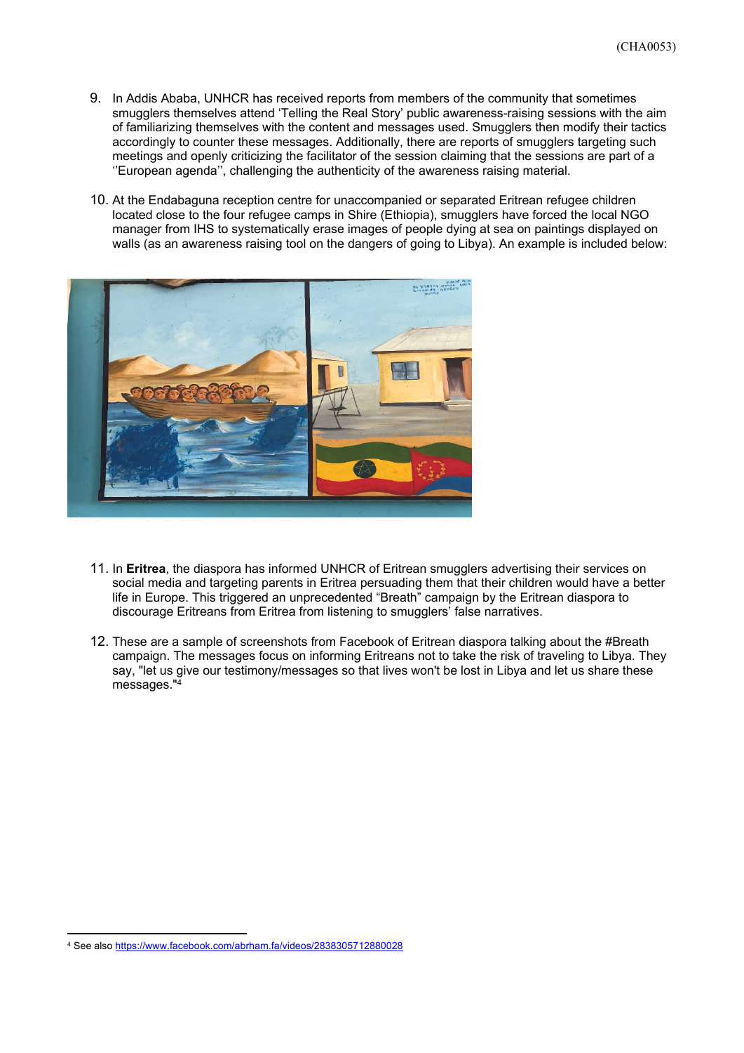9. In Addis Ababa, UNHCR has received reports from members of the community that sometimes smugglers themselves attend 'Telling the Real Story' public awareness-raising sessions with the aim of familiarizing themselves with the content and messages used. Smugglers then modify their tactics accordingly to counter these messages. Additionally, there are reports of smugglers targeting such meetings and openly criticizing the facilitator of the session claiming that the sessions are part of a ''European agenda'', challenging the authenticity of the awareness raising material.

10. At the Endabaguna reception centre for unaccompanied or separated Eritrean refugee children located close to the four refugee camps in Shire (Ethiopia), smugglers have forced the local NGO manager from IHS to systematically erase images of people dying at sea on paintings displayed on walls (as an awareness raising tool on the dangers of going to Libya). An example is included below:

11. In **Eritrea**, the diaspora has informed UNHCR of Eritrean smugglers advertising their services on social media and targeting parents in Eritrea persuading them that their children would have a better life in Europe. This triggered an unprecedented "Breath" campaign by the Eritrean diaspora to discourage Eritreans from Eritrea from listening to smugglers' false narratives.

12. These are a sample of screenshots from Facebook of Eritrean diaspora talking about the #Breath campaign. The messages focus on informing Eritreans not to take the risk of traveling to Libya. They say, "let us give our testimony/messages so that lives won't be lost in Libya and let us share these messages."[4]

[4] See also https://www.facebook.com/abrham.fa/videos/2838305712880028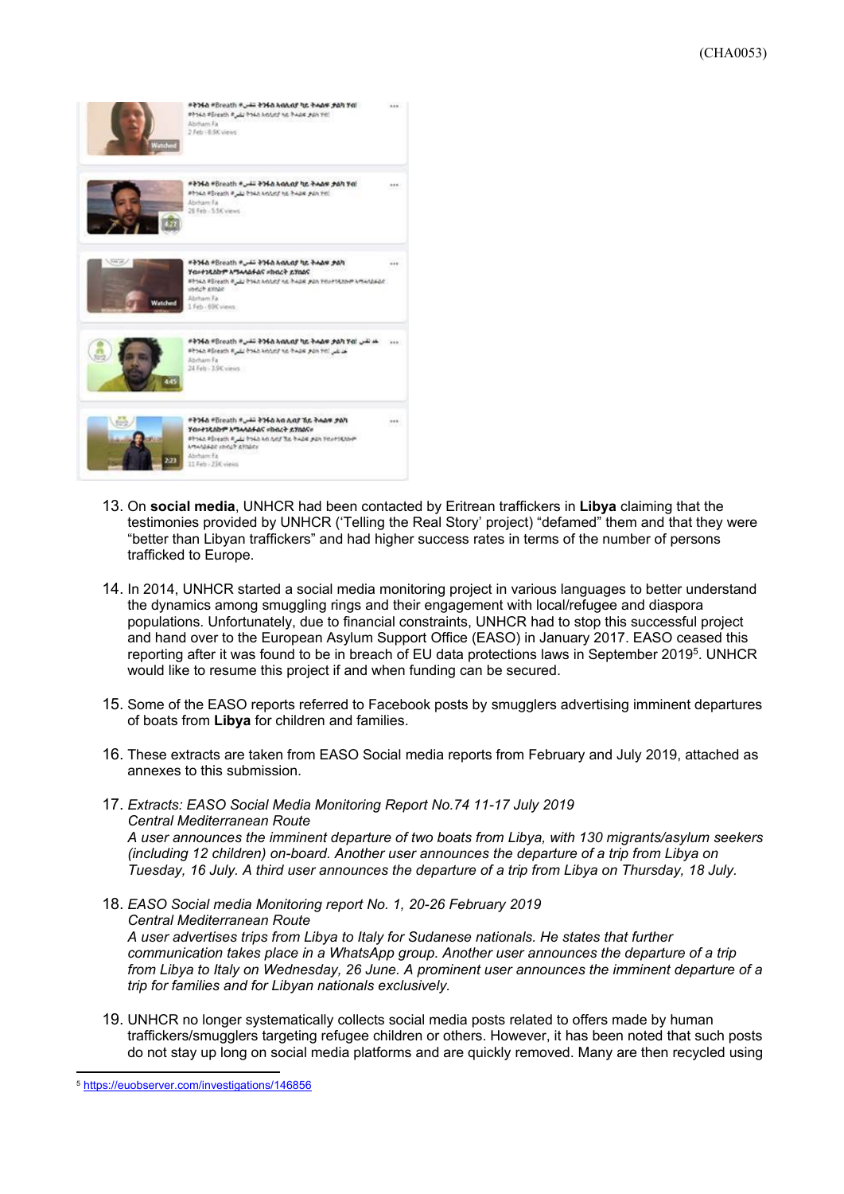13. On **social media**, UNHCR had been contacted by Eritrean traffickers in **Libya** claiming that the testimonies provided by UNHCR ('Telling the Real Story' project) "defamed" them and that they were "better than Libyan traffickers" and had higher success rates in terms of the number of persons trafficked to Europe.

14. In 2014, UNHCR started a social media monitoring project in various languages to better understand the dynamics among smuggling rings and their engagement with local/refugee and diaspora populations. Unfortunately, due to financial constraints, UNHCR had to stop this successful project and hand over to the European Asylum Support Office (EASO) in January 2017. EASO ceased this reporting after it was found to be in breach of EU data protections laws in September 2019[5]. UNHCR would like to resume this project if and when funding can be secured.

15. Some of the EASO reports referred to Facebook posts by smugglers advertising imminent departures of boats from **Libya** for children and families.

16. These extracts are taken from EASO Social media reports from February and July 2019, attached as annexes to this submission.

17. *Extracts: EASO Social Media Monitoring Report No.74 11-17 July 2019*
    *Central Mediterranean Route*
    *A user announces the imminent departure of two boats from Libya, with 130 migrants/asylum seekers (including 12 children) on-board. Another user announces the departure of a trip from Libya on Tuesday, 16 July. A third user announces the departure of a trip from Libya on Thursday, 18 July.*

18. *EASO Social media Monitoring report No. 1, 20-26 February 2019*
    *Central Mediterranean Route*
    *A user advertises trips from Libya to Italy for Sudanese nationals. He states that further communication takes place in a WhatsApp group. Another user announces the departure of a trip from Libya to Italy on Wednesday, 26 June. A prominent user announces the imminent departure of a trip for families and for Libyan nationals exclusively.*

19. UNHCR no longer systematically collects social media posts related to offers made by human traffickers/smugglers targeting refugee children or others. However, it has been noted that such posts do not stay up long on social media platforms and are quickly removed. Many are then recycled using

---

[5] https://euobserver.com/investigations/146856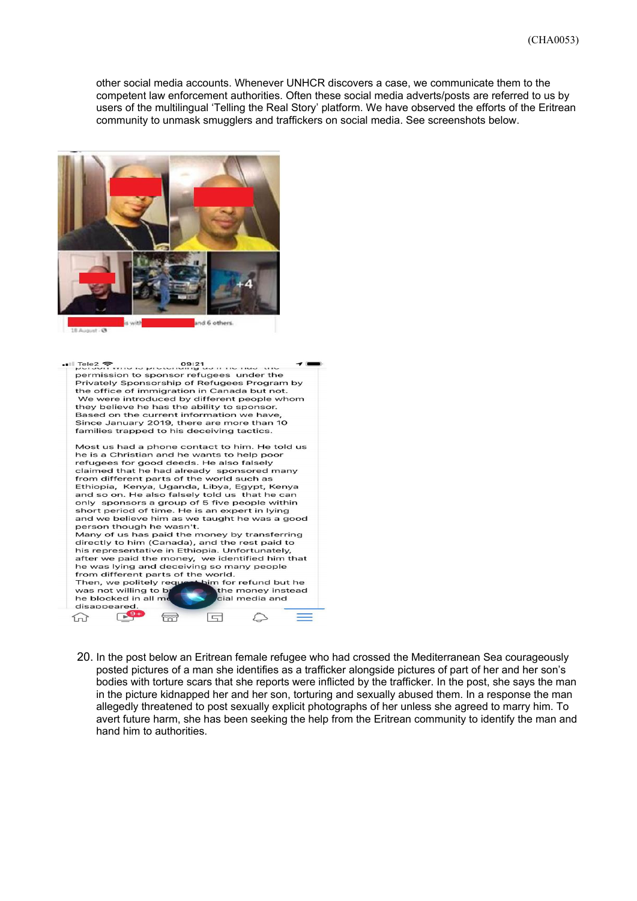other social media accounts. Whenever UNHCR discovers a case, we communicate them to the competent law enforcement authorities. Often these social media adverts/posts are referred to us by users of the multilingual 'Telling the Real Story' platform. We have observed the efforts of the Eritrean community to unmask smugglers and traffickers on social media. See screenshots below.

20. In the post below an Eritrean female refugee who had crossed the Mediterranean Sea courageously posted pictures of a man she identifies as a trafficker alongside pictures of part of her and her son's bodies with torture scars that she reports were inflicted by the trafficker. In the post, she says the man in the picture kidnapped her and her son, torturing and sexually abused them. In a response the man allegedly threatened to post sexually explicit photographs of her unless she agreed to marry him. To avert future harm, she has been seeking the help from the Eritrean community to identify the man and hand him to authorities.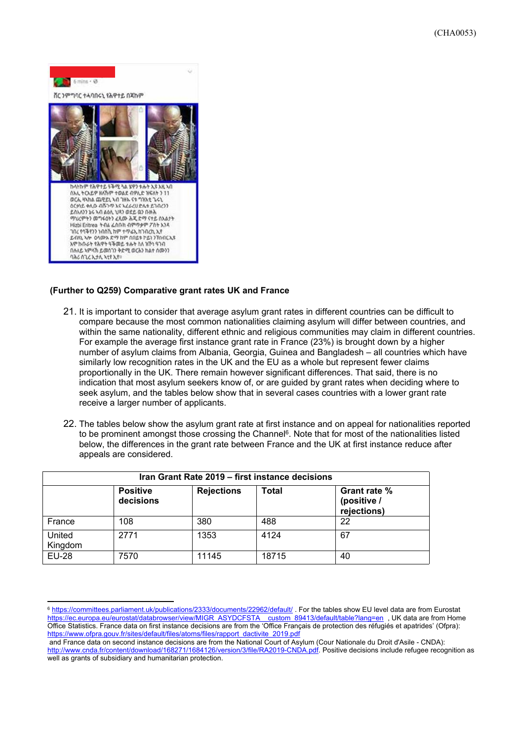**(Further to Q259) Comparative grant rates UK and France**

21. It is important to consider that average asylum grant rates in different countries can be difficult to compare because the most common nationalities claiming asylum will differ between countries, and within the same nationality, different ethnic and religious communities may claim in different countries. For example the average first instance grant rate in France (23%) is brought down by a higher number of asylum claims from Albania, Georgia, Guinea and Bangladesh – all countries which have similarly low recognition rates in the UK and the EU as a whole but represent fewer claims proportionally in the UK. There remain however significant differences. That said, there is no indication that most asylum seekers know of, or are guided by grant rates when deciding where to seek asylum, and the tables below show that in several cases countries with a lower grant rate receive a larger number of applicants.

22. The tables below show the asylum grant rate at first instance and on appeal for nationalities reported to be prominent amongst those crossing the Channel[6]. Note that for most of the nationalities listed below, the differences in the grant rate between France and the UK at first instance reduce after appeals are considered.

| Iran Grant Rate 2019 – first instance decisions | | | | |
|---|---|---|---|---|
| | **Positive decisions** | **Rejections** | **Total** | **Grant rate % (positive / rejections)** |
| France | 108 | 380 | 488 | 22 |
| United Kingdom | 2771 | 1353 | 4124 | 67 |
| EU-28 | 7570 | 11145 | 18715 | 40 |

[6] https://committees.parliament.uk/publications/2333/documents/22962/default/ . For the tables show EU level data are from Eurostat https://ec.europa.eu/eurostat/databrowser/view/MIGR_ASYDCFSTA__custom_89413/default/table?lang=en , UK data are from Home Office Statistics. France data on first instance decisions are from the 'Office Français de protection des réfugiés et apatrides' (Ofpra): https://www.ofpra.gouv.fr/sites/default/files/atoms/files/rapport_dactivite_2019.pdf
and France data on second instance decisions are from the National Court of Asylum (Cour Nationale du Droit d'Asile - CNDA): http://www.cnda.fr/content/download/168271/1684126/version/3/file/RA2019-CNDA.pdf. Positive decisions include refugee recognition as well as grants of subsidiary and humanitarian protection.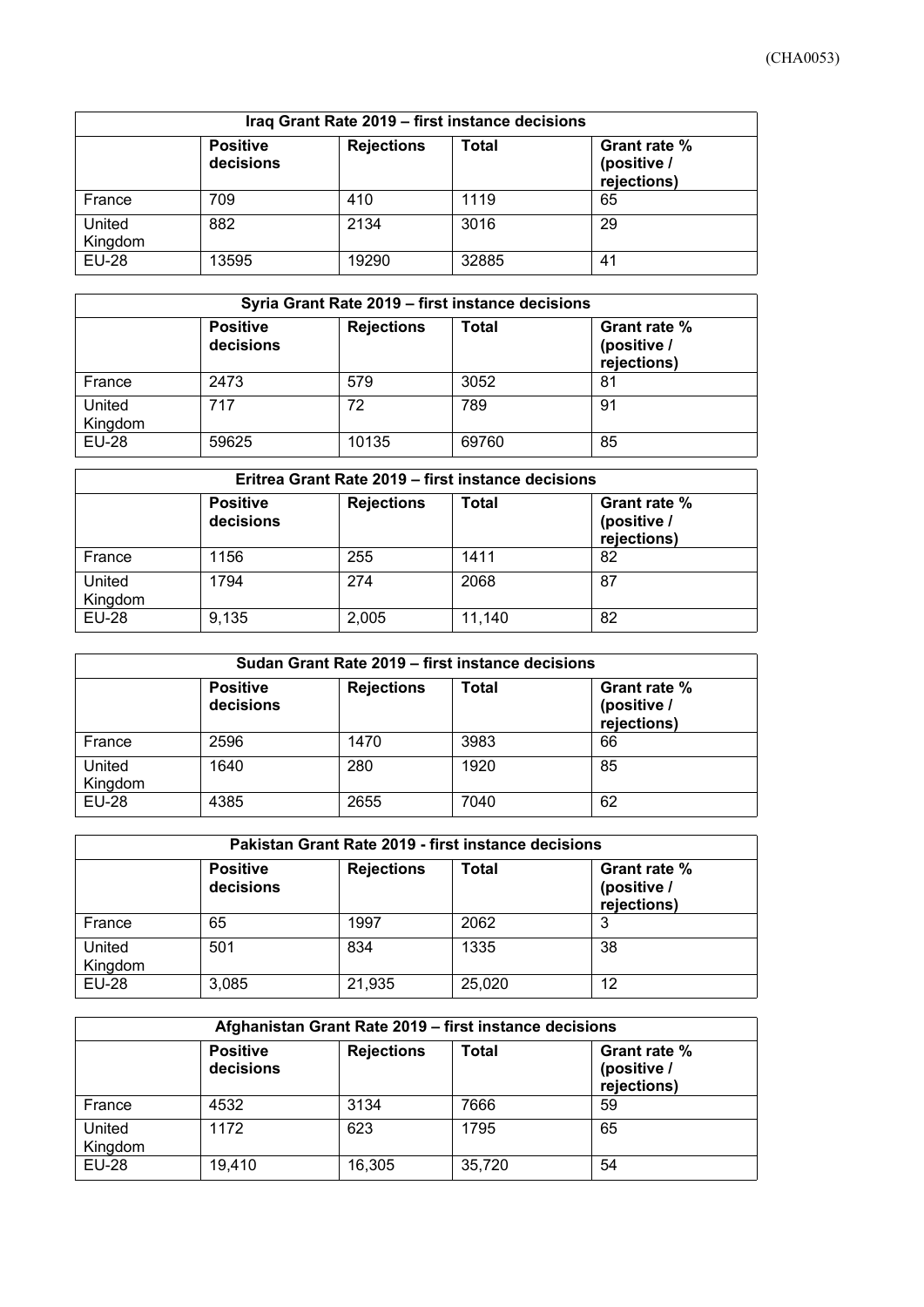| Iraq Grant Rate 2019 – first instance decisions | | | | |
|---|---|---|---|---|
| | **Positive decisions** | **Rejections** | **Total** | **Grant rate % (positive / rejections)** |
| France | 709 | 410 | 1119 | 65 |
| United Kingdom | 882 | 2134 | 3016 | 29 |
| EU-28 | 13595 | 19290 | 32885 | 41 |

| Syria Grant Rate 2019 – first instance decisions | | | | |
|---|---|---|---|---|
| | **Positive decisions** | **Rejections** | **Total** | **Grant rate % (positive / rejections)** |
| France | 2473 | 579 | 3052 | 81 |
| United Kingdom | 717 | 72 | 789 | 91 |
| EU-28 | 59625 | 10135 | 69760 | 85 |

| Eritrea Grant Rate 2019 – first instance decisions | | | | |
|---|---|---|---|---|
| | **Positive decisions** | **Rejections** | **Total** | **Grant rate % (positive / rejections)** |
| France | 1156 | 255 | 1411 | 82 |
| United Kingdom | 1794 | 274 | 2068 | 87 |
| EU-28 | 9,135 | 2,005 | 11,140 | 82 |

| Sudan Grant Rate 2019 – first instance decisions | | | | |
|---|---|---|---|---|
| | **Positive decisions** | **Rejections** | **Total** | **Grant rate % (positive / rejections)** |
| France | 2596 | 1470 | 3983 | 66 |
| United Kingdom | 1640 | 280 | 1920 | 85 |
| EU-28 | 4385 | 2655 | 7040 | 62 |

| Pakistan Grant Rate 2019 - first instance decisions | | | | |
|---|---|---|---|---|
| | **Positive decisions** | **Rejections** | **Total** | **Grant rate % (positive / rejections)** |
| France | 65 | 1997 | 2062 | 3 |
| United Kingdom | 501 | 834 | 1335 | 38 |
| EU-28 | 3,085 | 21,935 | 25,020 | 12 |

| Afghanistan Grant Rate 2019 – first instance decisions | | | | |
|---|---|---|---|---|
| | **Positive decisions** | **Rejections** | **Total** | **Grant rate % (positive / rejections)** |
| France | 4532 | 3134 | 7666 | 59 |
| United Kingdom | 1172 | 623 | 1795 | 65 |
| EU-28 | 19,410 | 16,305 | 35,720 | 54 |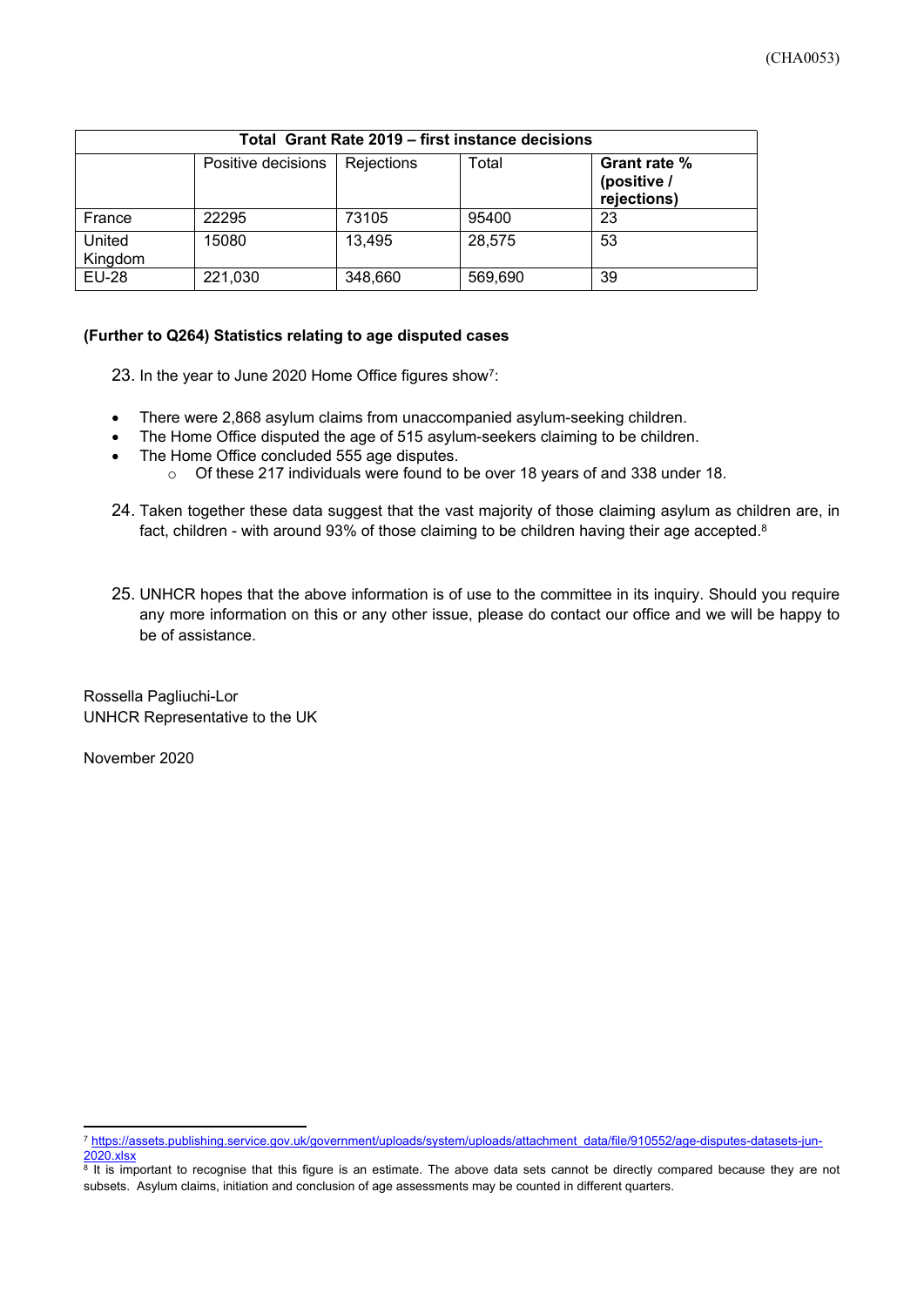| Total Grant Rate 2019 – first instance decisions | | | | |
|---|---|---|---|---|
| | Positive decisions | Rejections | Total | **Grant rate % (positive / rejections)** |
| France | 22295 | 73105 | 95400 | 23 |
| United Kingdom | 15080 | 13,495 | 28,575 | 53 |
| EU-28 | 221,030 | 348,660 | 569,690 | 39 |

**(Further to Q264) Statistics relating to age disputed cases**

23. In the year to June 2020 Home Office figures show[7]:

- There were 2,868 asylum claims from unaccompanied asylum-seeking children.
- The Home Office disputed the age of 515 asylum-seekers claiming to be children.
- The Home Office concluded 555 age disputes.
  - Of these 217 individuals were found to be over 18 years of and 338 under 18.

24. Taken together these data suggest that the vast majority of those claiming asylum as children are, in fact, children - with around 93% of those claiming to be children having their age accepted.[8]

25. UNHCR hopes that the above information is of use to the committee in its inquiry. Should you require any more information on this or any other issue, please do contact our office and we will be happy to be of assistance.

Rossella Pagliuchi-Lor
UNHCR Representative to the UK

November 2020

[7] https://assets.publishing.service.gov.uk/government/uploads/system/uploads/attachment_data/file/910552/age-disputes-datasets-jun-2020.xlsx

[8] It is important to recognise that this figure is an estimate. The above data sets cannot be directly compared because they are not subsets. Asylum claims, initiation and conclusion of age assessments may be counted in different quarters.